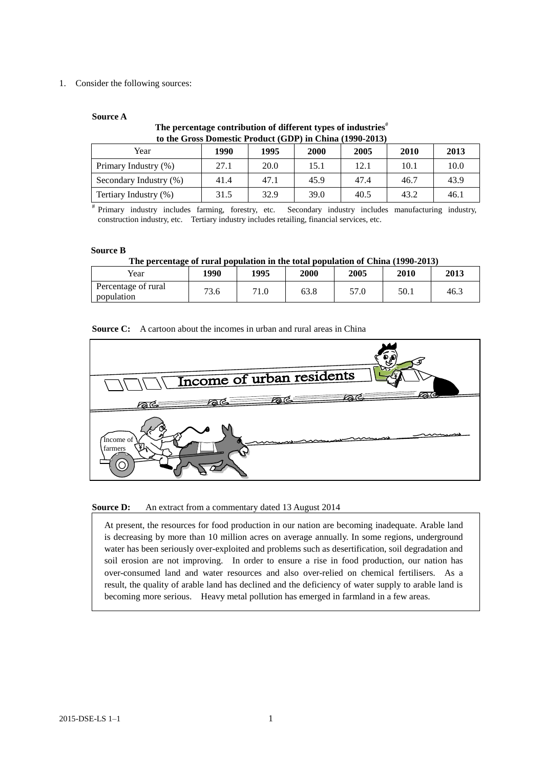1. Consider the following sources:

**Source A**

**The percentage contribution of different types of industries# to the Gross Domestic Product (GDP) in China (1990-2013)**

| Year | 1990 | 1995 | 2000 | 2005 | 2010 | 2013 |
|---|---|---|---|---|---|---|
| Primary Industry (%) | 27.1 | 20.0 | 15.1 | 12.1 | 10.1 | 10.0 |
| Secondary Industry (%) | 41.4 | 47.1 | 45.9 | 47.4 | 46.7 | 43.9 |
| Tertiary Industry (%) | 31.5 | 32.9 | 39.0 | 40.5 | 43.2 | 46.1 |

# Primary industry includes farming, forestry, etc. Secondary industry includes manufacturing industry, construction industry, etc. Tertiary industry includes retailing, financial services, etc.

**Source B**

**The percentage of rural population in the total population of China (1990-2013)**

| Year | 1990 | 1995 | 2000 | 2005 | 2010 | 2013 |
|---|---|---|---|---|---|---|
| Percentage of rural population | 73.6 | 71.0 | 63.8 | 57.0 | 50.1 | 46.3 |

**Source C:** A cartoon about the incomes in urban and rural areas in China

Income of urban residents

Income of farmers

**Source D:** An extract from a commentary dated 13 August 2014

> At present, the resources for food production in our nation are becoming inadequate. Arable land is decreasing by more than 10 million acres on average annually. In some regions, underground water has been seriously over-exploited and problems such as desertification, soil degradation and soil erosion are not improving. In order to ensure a rise in food production, our nation has over-consumed land and water resources and also over-relied on chemical fertilisers. As a result, the quality of arable land has declined and the deficiency of water supply to arable land is becoming more serious. Heavy metal pollution has emerged in farmland in a few areas.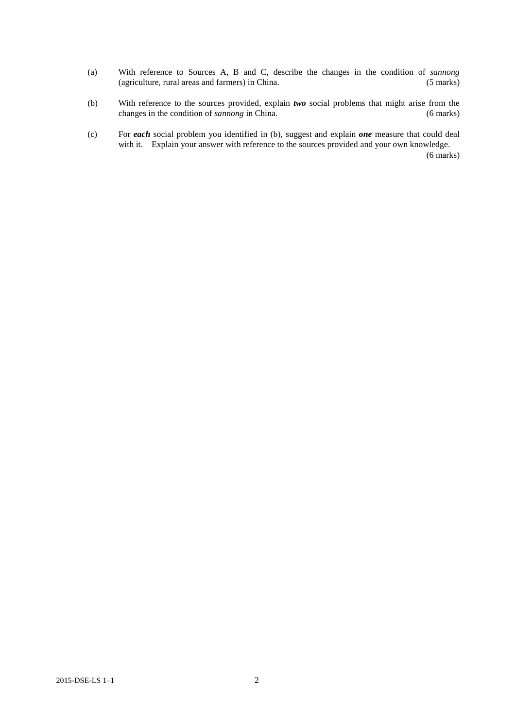(a) With reference to Sources A, B and C, describe the changes in the condition of *sannong* (agriculture, rural areas and farmers) in China. (5 marks)

(b) With reference to the sources provided, explain ***two*** social problems that might arise from the changes in the condition of *sannong* in China. (6 marks)

(c) For ***each*** social problem you identified in (b), suggest and explain ***one*** measure that could deal with it. Explain your answer with reference to the sources provided and your own knowledge. (6 marks)